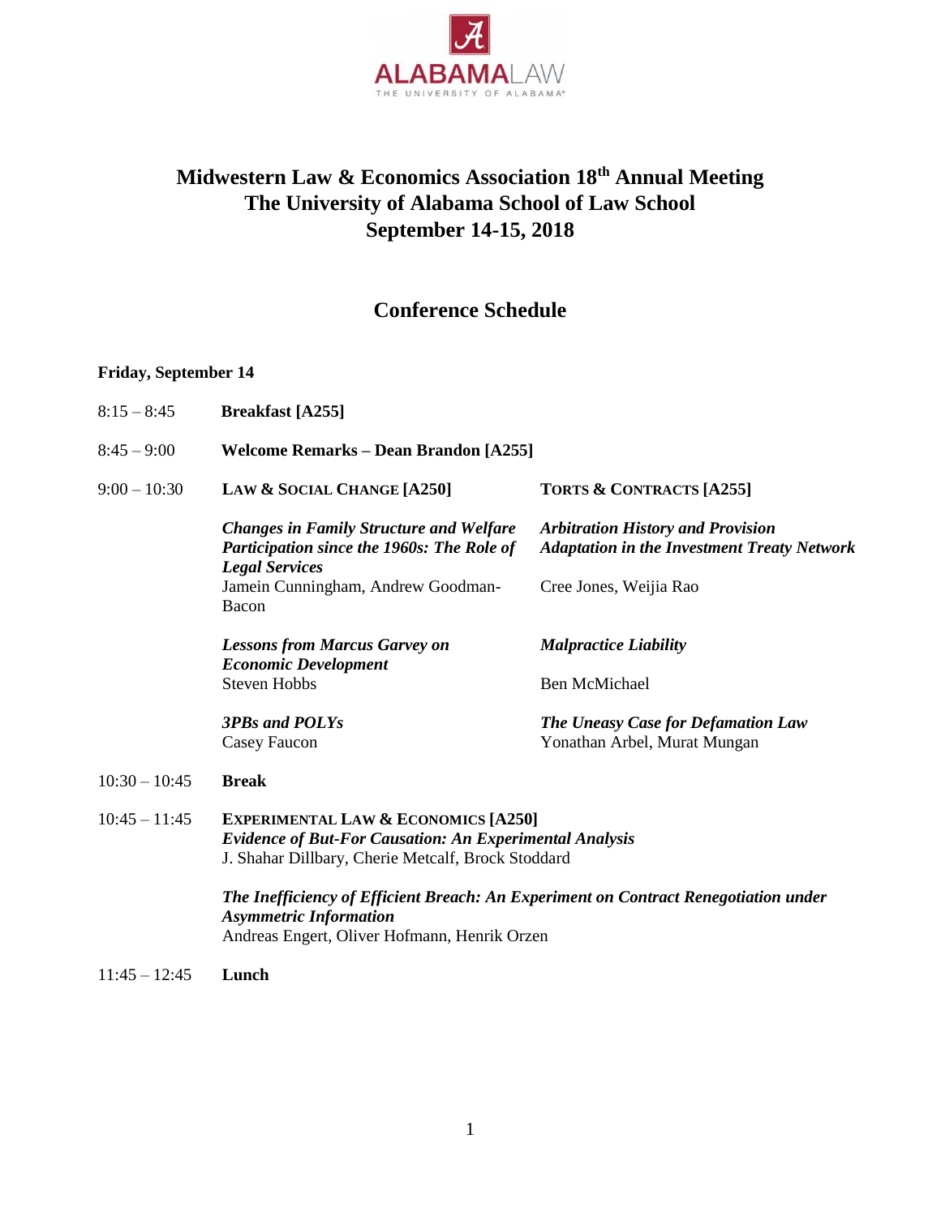ALABAMA LAW
THE UNIVERSITY OF ALABAMA

# Midwestern Law & Economics Association 18th Annual Meeting
# The University of Alabama School of Law School
# September 14-15, 2018

## Conference Schedule

**Friday, September 14**

8:15 – 8:45 **Breakfast [A255]**

8:45 – 9:00 **Welcome Remarks – Dean Brandon [A255]**

9:00 – 10:30

**LAW & SOCIAL CHANGE [A250]**

***Changes in Family Structure and Welfare Participation since the 1960s: The Role of Legal Services***
Jamein Cunningham, Andrew Goodman-Bacon

***Lessons from Marcus Garvey on Economic Development***
Steven Hobbs

***3PBs and POLYs***
Casey Faucon

**TORTS & CONTRACTS [A255]**

***Arbitration History and Provision Adaptation in the Investment Treaty Network***
Cree Jones, Weijia Rao

***Malpractice Liability***
Ben McMichael

***The Uneasy Case for Defamation Law***
Yonathan Arbel, Murat Mungan

10:30 – 10:45 **Break**

10:45 – 11:45

**EXPERIMENTAL LAW & ECONOMICS [A250]**

***Evidence of But-For Causation: An Experimental Analysis***
J. Shahar Dillbary, Cherie Metcalf, Brock Stoddard

***The Inefficiency of Efficient Breach: An Experiment on Contract Renegotiation under Asymmetric Information***
Andreas Engert, Oliver Hofmann, Henrik Orzen

11:45 – 12:45 **Lunch**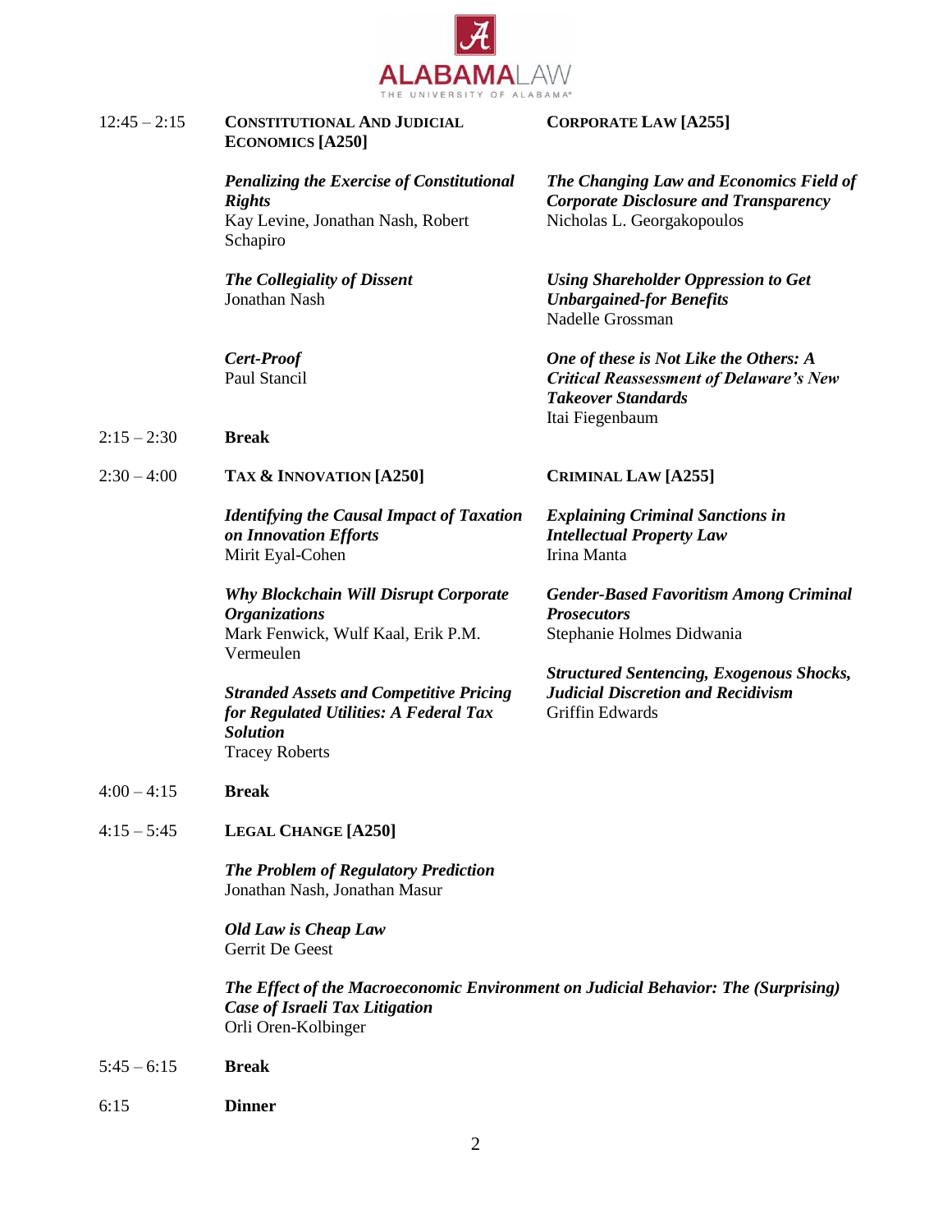**12:45 – 2:15**

**CONSTITUTIONAL AND JUDICIAL ECONOMICS [A250]**

***Penalizing the Exercise of Constitutional Rights***
Kay Levine, Jonathan Nash, Robert Schapiro

***The Collegiality of Dissent***
Jonathan Nash

***Cert-Proof***
Paul Stancil

**CORPORATE LAW [A255]**

***The Changing Law and Economics Field of Corporate Disclosure and Transparency***
Nicholas L. Georgakopoulos

***Using Shareholder Oppression to Get Unbargained-for Benefits***
Nadelle Grossman

***One of these is Not Like the Others: A Critical Reassessment of Delaware's New Takeover Standards***
Itai Fiegenbaum

**2:15 – 2:30** **Break**

**2:30 – 4:00**

**TAX & INNOVATION [A250]**

***Identifying the Causal Impact of Taxation on Innovation Efforts***
Mirit Eyal-Cohen

***Why Blockchain Will Disrupt Corporate Organizations***
Mark Fenwick, Wulf Kaal, Erik P.M. Vermeulen

***Stranded Assets and Competitive Pricing for Regulated Utilities: A Federal Tax Solution***
Tracey Roberts

**CRIMINAL LAW [A255]**

***Explaining Criminal Sanctions in Intellectual Property Law***
Irina Manta

***Gender-Based Favoritism Among Criminal Prosecutors***
Stephanie Holmes Didwania

***Structured Sentencing, Exogenous Shocks, Judicial Discretion and Recidivism***
Griffin Edwards

**4:00 – 4:15** **Break**

**4:15 – 5:45**

**LEGAL CHANGE [A250]**

***The Problem of Regulatory Prediction***
Jonathan Nash, Jonathan Masur

***Old Law is Cheap Law***
Gerrit De Geest

***The Effect of the Macroeconomic Environment on Judicial Behavior: The (Surprising) Case of Israeli Tax Litigation***
Orli Oren-Kolbinger

**5:45 – 6:15** **Break**

**6:15** **Dinner**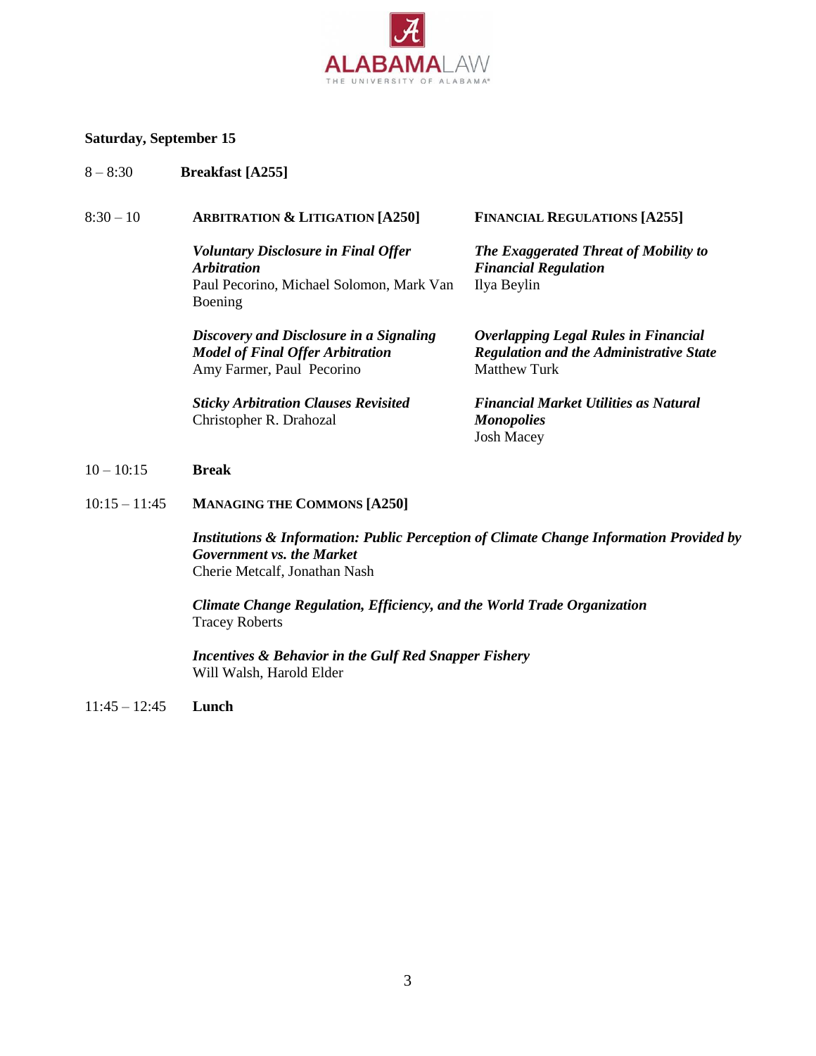ALABAMA LAW

THE UNIVERSITY OF ALABAMA®

**Saturday, September 15**

8 – 8:30 **Breakfast [A255]**

8:30 – 10

**ARBITRATION & LITIGATION [A250]**

***Voluntary Disclosure in Final Offer Arbitration***
Paul Pecorino, Michael Solomon, Mark Van Boening

***Discovery and Disclosure in a Signaling Model of Final Offer Arbitration***
Amy Farmer, Paul Pecorino

***Sticky Arbitration Clauses Revisited***
Christopher R. Drahozal

**FINANCIAL REGULATIONS [A255]**

***The Exaggerated Threat of Mobility to Financial Regulation***
Ilya Beylin

***Overlapping Legal Rules in Financial Regulation and the Administrative State***
Matthew Turk

***Financial Market Utilities as Natural Monopolies***
Josh Macey

10 – 10:15 **Break**

10:15 – 11:45 **MANAGING THE COMMONS [A250]**

***Institutions & Information: Public Perception of Climate Change Information Provided by Government vs. the Market***
Cherie Metcalf, Jonathan Nash

***Climate Change Regulation, Efficiency, and the World Trade Organization***
Tracey Roberts

***Incentives & Behavior in the Gulf Red Snapper Fishery***
Will Walsh, Harold Elder

11:45 – 12:45 **Lunch**